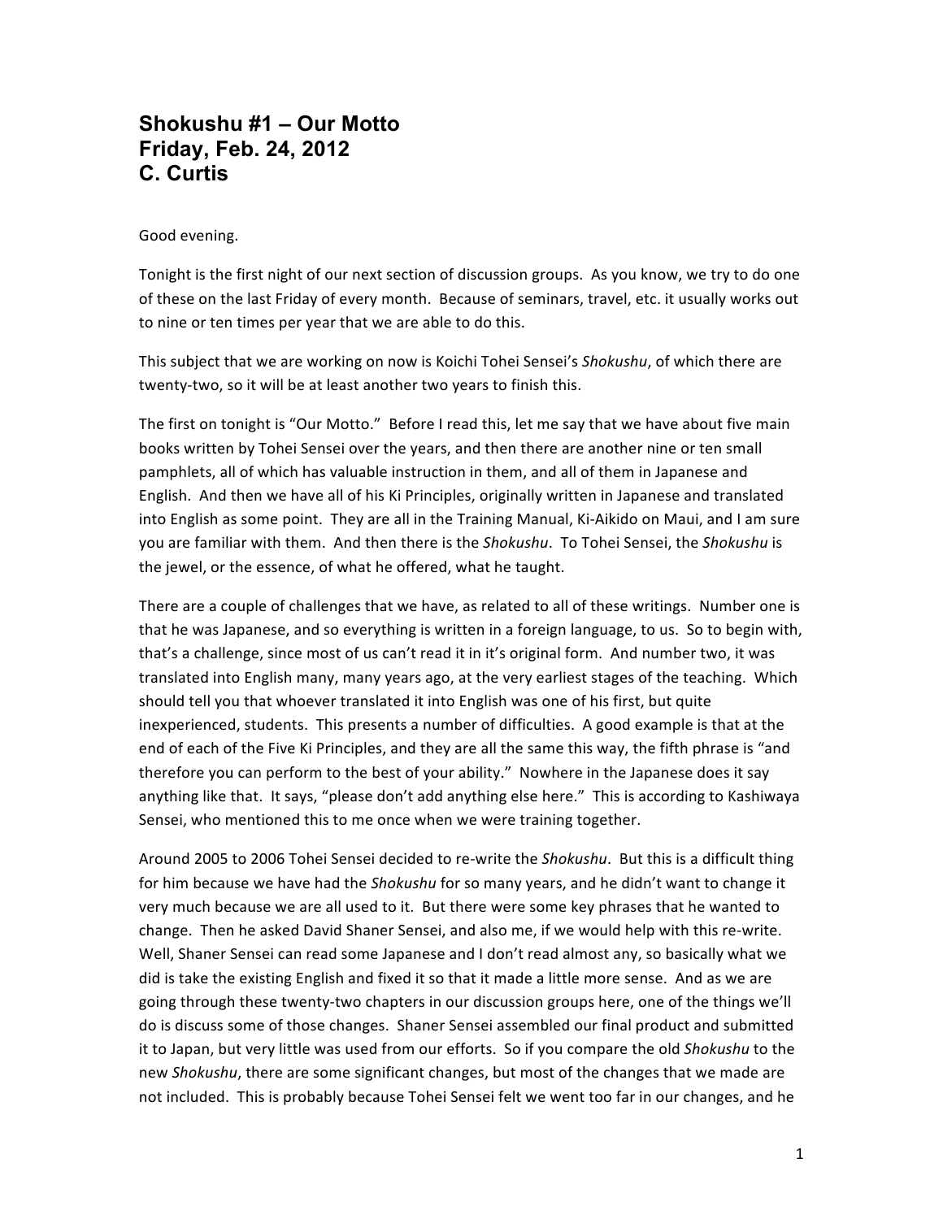# Shokushu #1 – Our Motto
# Friday, Feb. 24, 2012
# C. Curtis

Good evening.

Tonight is the first night of our next section of discussion groups. As you know, we try to do one of these on the last Friday of every month. Because of seminars, travel, etc. it usually works out to nine or ten times per year that we are able to do this.

This subject that we are working on now is Koichi Tohei Sensei's *Shokushu*, of which there are twenty-two, so it will be at least another two years to finish this.

The first on tonight is "Our Motto." Before I read this, let me say that we have about five main books written by Tohei Sensei over the years, and then there are another nine or ten small pamphlets, all of which has valuable instruction in them, and all of them in Japanese and English. And then we have all of his Ki Principles, originally written in Japanese and translated into English as some point. They are all in the Training Manual, Ki-Aikido on Maui, and I am sure you are familiar with them. And then there is the *Shokushu*. To Tohei Sensei, the *Shokushu* is the jewel, or the essence, of what he offered, what he taught.

There are a couple of challenges that we have, as related to all of these writings. Number one is that he was Japanese, and so everything is written in a foreign language, to us. So to begin with, that's a challenge, since most of us can't read it in it's original form. And number two, it was translated into English many, many years ago, at the very earliest stages of the teaching. Which should tell you that whoever translated it into English was one of his first, but quite inexperienced, students. This presents a number of difficulties. A good example is that at the end of each of the Five Ki Principles, and they are all the same this way, the fifth phrase is "and therefore you can perform to the best of your ability." Nowhere in the Japanese does it say anything like that. It says, "please don't add anything else here." This is according to Kashiwaya Sensei, who mentioned this to me once when we were training together.

Around 2005 to 2006 Tohei Sensei decided to re-write the *Shokushu*. But this is a difficult thing for him because we have had the *Shokushu* for so many years, and he didn't want to change it very much because we are all used to it. But there were some key phrases that he wanted to change. Then he asked David Shaner Sensei, and also me, if we would help with this re-write. Well, Shaner Sensei can read some Japanese and I don't read almost any, so basically what we did is take the existing English and fixed it so that it made a little more sense. And as we are going through these twenty-two chapters in our discussion groups here, one of the things we'll do is discuss some of those changes. Shaner Sensei assembled our final product and submitted it to Japan, but very little was used from our efforts. So if you compare the old *Shokushu* to the new *Shokushu*, there are some significant changes, but most of the changes that we made are not included. This is probably because Tohei Sensei felt we went too far in our changes, and he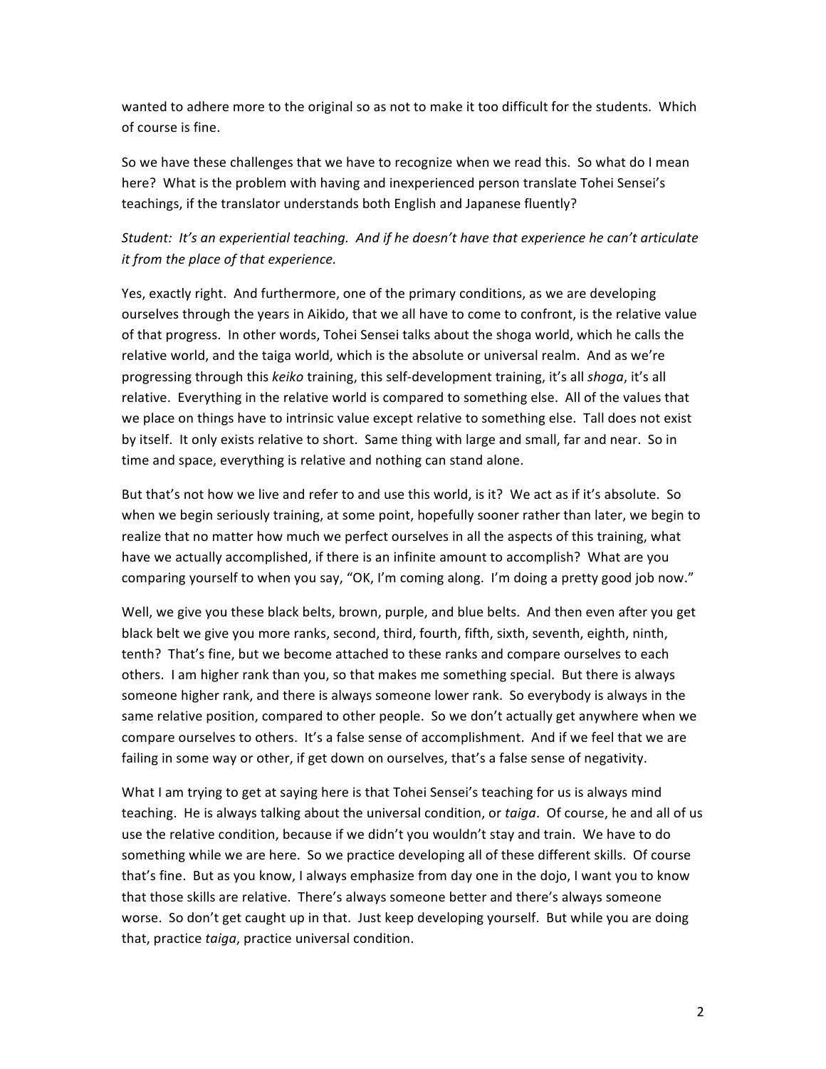wanted to adhere more to the original so as not to make it too difficult for the students. Which of course is fine.

So we have these challenges that we have to recognize when we read this. So what do I mean here? What is the problem with having and inexperienced person translate Tohei Sensei's teachings, if the translator understands both English and Japanese fluently?

*Student: It's an experiential teaching. And if he doesn't have that experience he can't articulate it from the place of that experience.*

Yes, exactly right. And furthermore, one of the primary conditions, as we are developing ourselves through the years in Aikido, that we all have to come to confront, is the relative value of that progress. In other words, Tohei Sensei talks about the shoga world, which he calls the relative world, and the taiga world, which is the absolute or universal realm. And as we're progressing through this *keiko* training, this self-development training, it's all *shoga*, it's all relative. Everything in the relative world is compared to something else. All of the values that we place on things have to intrinsic value except relative to something else. Tall does not exist by itself. It only exists relative to short. Same thing with large and small, far and near. So in time and space, everything is relative and nothing can stand alone.

But that's not how we live and refer to and use this world, is it? We act as if it's absolute. So when we begin seriously training, at some point, hopefully sooner rather than later, we begin to realize that no matter how much we perfect ourselves in all the aspects of this training, what have we actually accomplished, if there is an infinite amount to accomplish? What are you comparing yourself to when you say, "OK, I'm coming along. I'm doing a pretty good job now."

Well, we give you these black belts, brown, purple, and blue belts. And then even after you get black belt we give you more ranks, second, third, fourth, fifth, sixth, seventh, eighth, ninth, tenth? That's fine, but we become attached to these ranks and compare ourselves to each others. I am higher rank than you, so that makes me something special. But there is always someone higher rank, and there is always someone lower rank. So everybody is always in the same relative position, compared to other people. So we don't actually get anywhere when we compare ourselves to others. It's a false sense of accomplishment. And if we feel that we are failing in some way or other, if get down on ourselves, that's a false sense of negativity.

What I am trying to get at saying here is that Tohei Sensei's teaching for us is always mind teaching. He is always talking about the universal condition, or *taiga*. Of course, he and all of us use the relative condition, because if we didn't you wouldn't stay and train. We have to do something while we are here. So we practice developing all of these different skills. Of course that's fine. But as you know, I always emphasize from day one in the dojo, I want you to know that those skills are relative. There's always someone better and there's always someone worse. So don't get caught up in that. Just keep developing yourself. But while you are doing that, practice *taiga*, practice universal condition.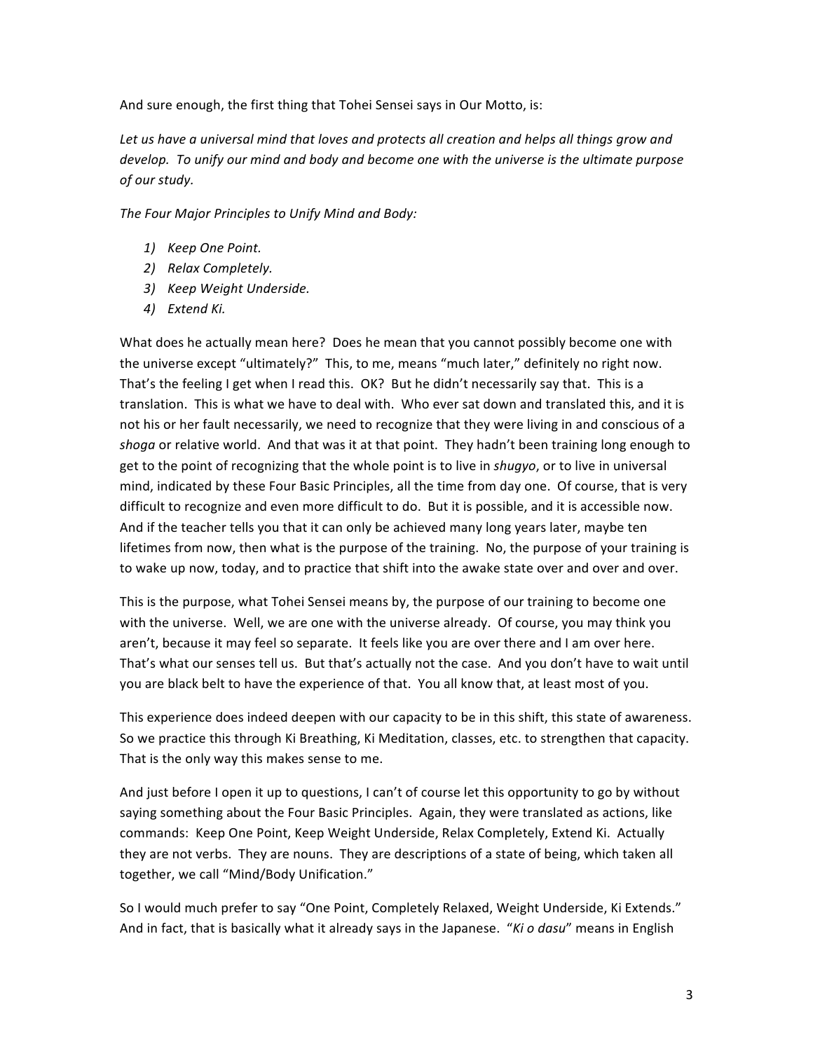And sure enough, the first thing that Tohei Sensei says in Our Motto, is:

*Let us have a universal mind that loves and protects all creation and helps all things grow and develop. To unify our mind and body and become one with the universe is the ultimate purpose of our study.*

*The Four Major Principles to Unify Mind and Body:*

1) *Keep One Point.*
2) *Relax Completely.*
3) *Keep Weight Underside.*
4) *Extend Ki.*

What does he actually mean here? Does he mean that you cannot possibly become one with the universe except "ultimately?" This, to me, means "much later," definitely no right now. That's the feeling I get when I read this. OK? But he didn't necessarily say that. This is a translation. This is what we have to deal with. Who ever sat down and translated this, and it is not his or her fault necessarily, we need to recognize that they were living in and conscious of a *shoga* or relative world. And that was it at that point. They hadn't been training long enough to get to the point of recognizing that the whole point is to live in *shugyo*, or to live in universal mind, indicated by these Four Basic Principles, all the time from day one. Of course, that is very difficult to recognize and even more difficult to do. But it is possible, and it is accessible now. And if the teacher tells you that it can only be achieved many long years later, maybe ten lifetimes from now, then what is the purpose of the training. No, the purpose of your training is to wake up now, today, and to practice that shift into the awake state over and over and over.

This is the purpose, what Tohei Sensei means by, the purpose of our training to become one with the universe. Well, we are one with the universe already. Of course, you may think you aren't, because it may feel so separate. It feels like you are over there and I am over here. That's what our senses tell us. But that's actually not the case. And you don't have to wait until you are black belt to have the experience of that. You all know that, at least most of you.

This experience does indeed deepen with our capacity to be in this shift, this state of awareness. So we practice this through Ki Breathing, Ki Meditation, classes, etc. to strengthen that capacity. That is the only way this makes sense to me.

And just before I open it up to questions, I can't of course let this opportunity to go by without saying something about the Four Basic Principles. Again, they were translated as actions, like commands: Keep One Point, Keep Weight Underside, Relax Completely, Extend Ki. Actually they are not verbs. They are nouns. They are descriptions of a state of being, which taken all together, we call "Mind/Body Unification."

So I would much prefer to say "One Point, Completely Relaxed, Weight Underside, Ki Extends." And in fact, that is basically what it already says in the Japanese. "*Ki o dasu*" means in English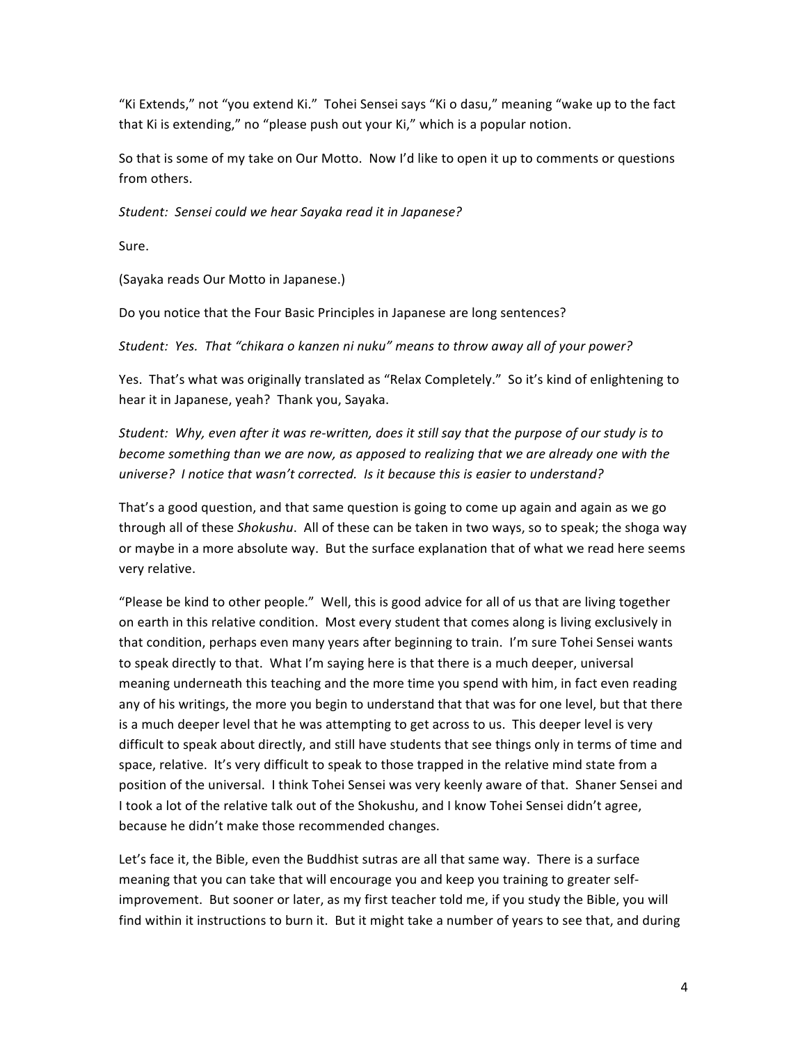"Ki Extends," not "you extend Ki." Tohei Sensei says "Ki o dasu," meaning "wake up to the fact that Ki is extending," no "please push out your Ki," which is a popular notion.

So that is some of my take on Our Motto. Now I'd like to open it up to comments or questions from others.

*Student: Sensei could we hear Sayaka read it in Japanese?*

Sure.

(Sayaka reads Our Motto in Japanese.)

Do you notice that the Four Basic Principles in Japanese are long sentences?

*Student: Yes. That "chikara o kanzen ni nuku" means to throw away all of your power?*

Yes. That's what was originally translated as "Relax Completely." So it's kind of enlightening to hear it in Japanese, yeah? Thank you, Sayaka.

*Student: Why, even after it was re-written, does it still say that the purpose of our study is to become something than we are now, as apposed to realizing that we are already one with the universe? I notice that wasn't corrected. Is it because this is easier to understand?*

That's a good question, and that same question is going to come up again and again as we go through all of these *Shokushu*. All of these can be taken in two ways, so to speak; the shoga way or maybe in a more absolute way. But the surface explanation that of what we read here seems very relative.

"Please be kind to other people." Well, this is good advice for all of us that are living together on earth in this relative condition. Most every student that comes along is living exclusively in that condition, perhaps even many years after beginning to train. I'm sure Tohei Sensei wants to speak directly to that. What I'm saying here is that there is a much deeper, universal meaning underneath this teaching and the more time you spend with him, in fact even reading any of his writings, the more you begin to understand that that was for one level, but that there is a much deeper level that he was attempting to get across to us. This deeper level is very difficult to speak about directly, and still have students that see things only in terms of time and space, relative. It's very difficult to speak to those trapped in the relative mind state from a position of the universal. I think Tohei Sensei was very keenly aware of that. Shaner Sensei and I took a lot of the relative talk out of the Shokushu, and I know Tohei Sensei didn't agree, because he didn't make those recommended changes.

Let's face it, the Bible, even the Buddhist sutras are all that same way. There is a surface meaning that you can take that will encourage you and keep you training to greater self-improvement. But sooner or later, as my first teacher told me, if you study the Bible, you will find within it instructions to burn it. But it might take a number of years to see that, and during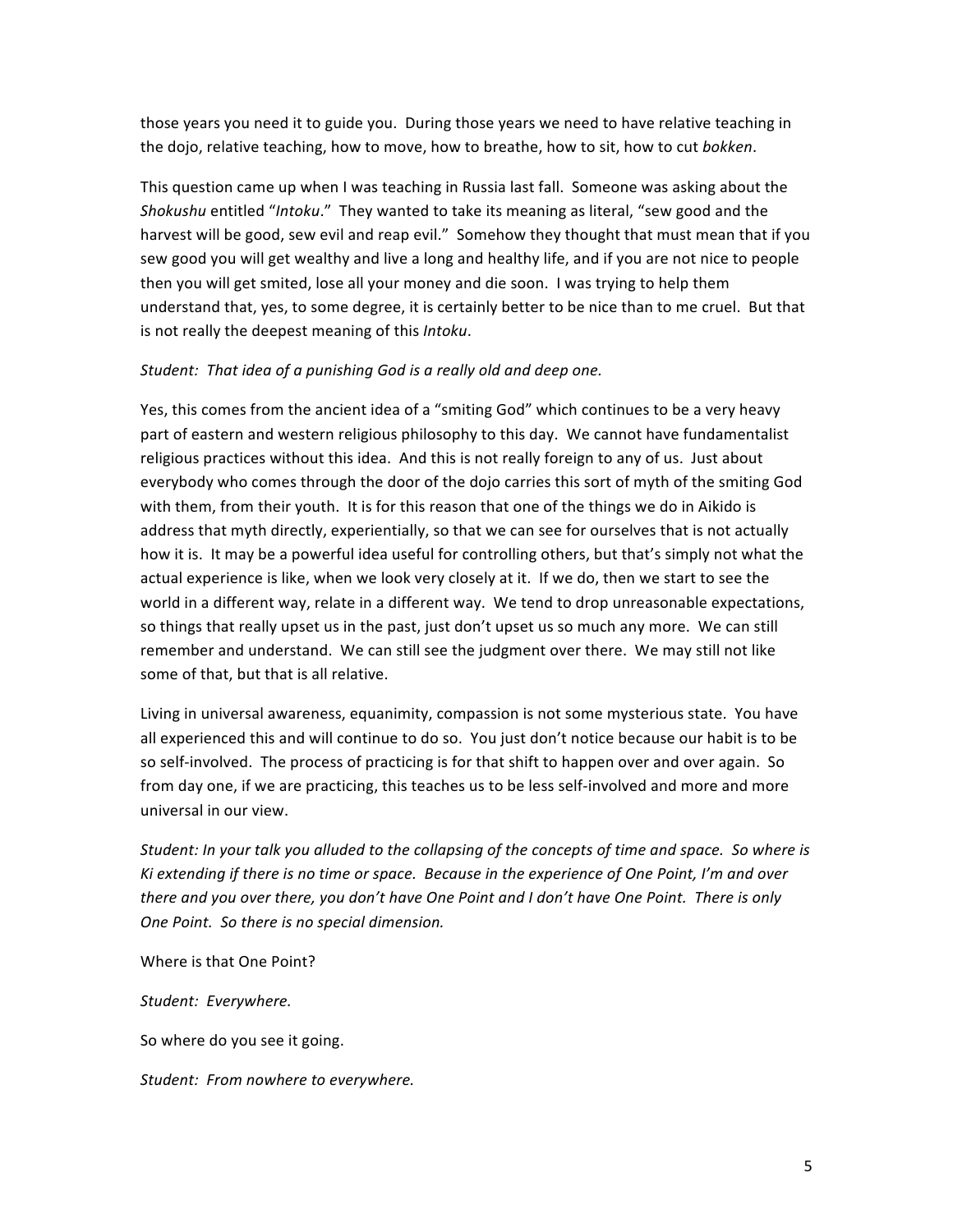those years you need it to guide you. During those years we need to have relative teaching in the dojo, relative teaching, how to move, how to breathe, how to sit, how to cut *bokken*.

This question came up when I was teaching in Russia last fall. Someone was asking about the *Shokushu* entitled "*Intoku*." They wanted to take its meaning as literal, "sew good and the harvest will be good, sew evil and reap evil." Somehow they thought that must mean that if you sew good you will get wealthy and live a long and healthy life, and if you are not nice to people then you will get smited, lose all your money and die soon. I was trying to help them understand that, yes, to some degree, it is certainly better to be nice than to me cruel. But that is not really the deepest meaning of this *Intoku*.

*Student: That idea of a punishing God is a really old and deep one.*

Yes, this comes from the ancient idea of a "smiting God" which continues to be a very heavy part of eastern and western religious philosophy to this day. We cannot have fundamentalist religious practices without this idea. And this is not really foreign to any of us. Just about everybody who comes through the door of the dojo carries this sort of myth of the smiting God with them, from their youth. It is for this reason that one of the things we do in Aikido is address that myth directly, experientially, so that we can see for ourselves that is not actually how it is. It may be a powerful idea useful for controlling others, but that's simply not what the actual experience is like, when we look very closely at it. If we do, then we start to see the world in a different way, relate in a different way. We tend to drop unreasonable expectations, so things that really upset us in the past, just don't upset us so much any more. We can still remember and understand. We can still see the judgment over there. We may still not like some of that, but that is all relative.

Living in universal awareness, equanimity, compassion is not some mysterious state. You have all experienced this and will continue to do so. You just don't notice because our habit is to be so self-involved. The process of practicing is for that shift to happen over and over again. So from day one, if we are practicing, this teaches us to be less self-involved and more and more universal in our view.

*Student: In your talk you alluded to the collapsing of the concepts of time and space. So where is Ki extending if there is no time or space. Because in the experience of One Point, I'm and over there and you over there, you don't have One Point and I don't have One Point. There is only One Point. So there is no special dimension.*

Where is that One Point?

*Student: Everywhere.*

So where do you see it going.

*Student: From nowhere to everywhere.*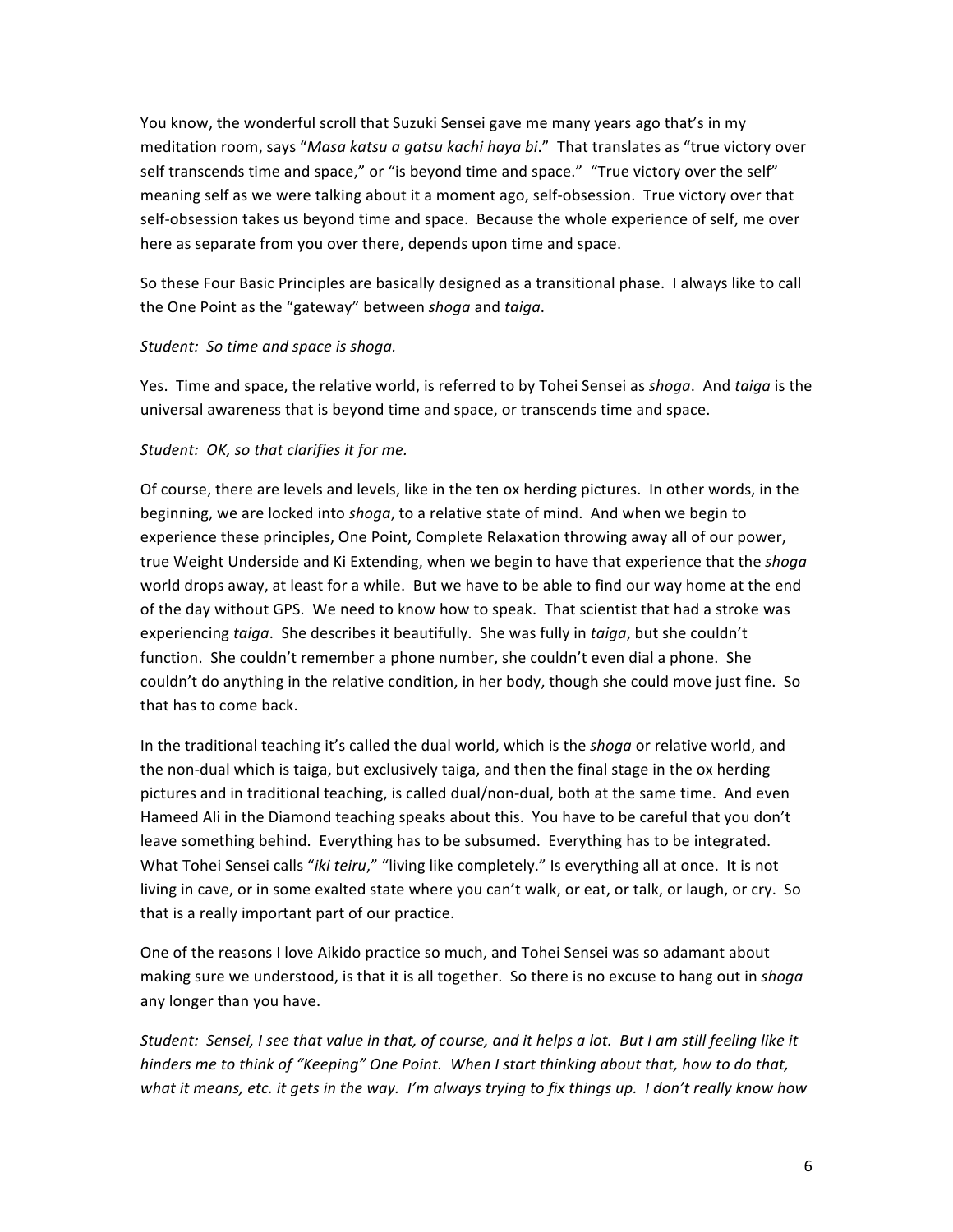You know, the wonderful scroll that Suzuki Sensei gave me many years ago that's in my meditation room, says "*Masa katsu a gatsu kachi haya bi*." That translates as "true victory over self transcends time and space," or "is beyond time and space." "True victory over the self" meaning self as we were talking about it a moment ago, self-obsession. True victory over that self-obsession takes us beyond time and space. Because the whole experience of self, me over here as separate from you over there, depends upon time and space.

So these Four Basic Principles are basically designed as a transitional phase. I always like to call the One Point as the "gateway" between *shoga* and *taiga*.

*Student: So time and space is shoga.*

Yes. Time and space, the relative world, is referred to by Tohei Sensei as *shoga*. And *taiga* is the universal awareness that is beyond time and space, or transcends time and space.

*Student: OK, so that clarifies it for me.*

Of course, there are levels and levels, like in the ten ox herding pictures. In other words, in the beginning, we are locked into *shoga*, to a relative state of mind. And when we begin to experience these principles, One Point, Complete Relaxation throwing away all of our power, true Weight Underside and Ki Extending, when we begin to have that experience that the *shoga* world drops away, at least for a while. But we have to be able to find our way home at the end of the day without GPS. We need to know how to speak. That scientist that had a stroke was experiencing *taiga*. She describes it beautifully. She was fully in *taiga*, but she couldn't function. She couldn't remember a phone number, she couldn't even dial a phone. She couldn't do anything in the relative condition, in her body, though she could move just fine. So that has to come back.

In the traditional teaching it's called the dual world, which is the *shoga* or relative world, and the non-dual which is taiga, but exclusively taiga, and then the final stage in the ox herding pictures and in traditional teaching, is called dual/non-dual, both at the same time. And even Hameed Ali in the Diamond teaching speaks about this. You have to be careful that you don't leave something behind. Everything has to be subsumed. Everything has to be integrated. What Tohei Sensei calls "*iki teiru*," "living like completely." Is everything all at once. It is not living in cave, or in some exalted state where you can't walk, or eat, or talk, or laugh, or cry. So that is a really important part of our practice.

One of the reasons I love Aikido practice so much, and Tohei Sensei was so adamant about making sure we understood, is that it is all together. So there is no excuse to hang out in *shoga* any longer than you have.

*Student: Sensei, I see that value in that, of course, and it helps a lot. But I am still feeling like it hinders me to think of "Keeping" One Point. When I start thinking about that, how to do that, what it means, etc. it gets in the way. I'm always trying to fix things up. I don't really know how*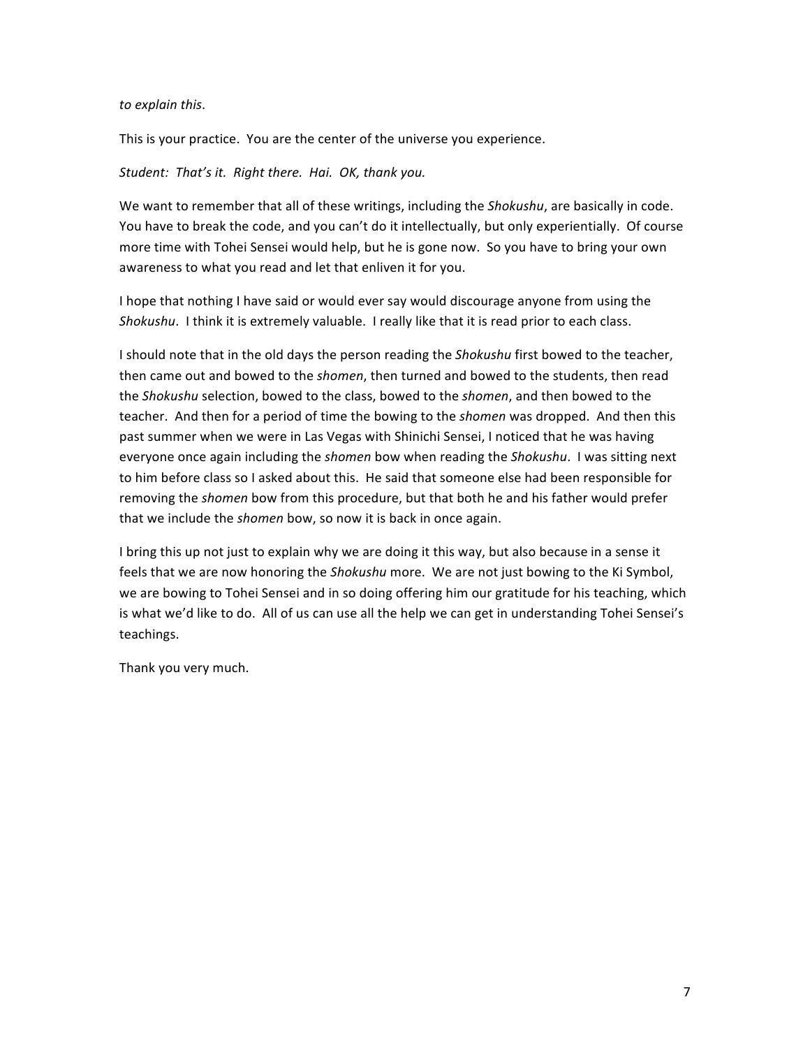*to explain this*.

This is your practice. You are the center of the universe you experience.

*Student: That's it. Right there. Hai. OK, thank you.*

We want to remember that all of these writings, including the *Shokushu*, are basically in code. You have to break the code, and you can't do it intellectually, but only experientially. Of course more time with Tohei Sensei would help, but he is gone now. So you have to bring your own awareness to what you read and let that enliven it for you.

I hope that nothing I have said or would ever say would discourage anyone from using the *Shokushu*. I think it is extremely valuable. I really like that it is read prior to each class.

I should note that in the old days the person reading the *Shokushu* first bowed to the teacher, then came out and bowed to the *shomen*, then turned and bowed to the students, then read the *Shokushu* selection, bowed to the class, bowed to the *shomen*, and then bowed to the teacher. And then for a period of time the bowing to the *shomen* was dropped. And then this past summer when we were in Las Vegas with Shinichi Sensei, I noticed that he was having everyone once again including the *shomen* bow when reading the *Shokushu*. I was sitting next to him before class so I asked about this. He said that someone else had been responsible for removing the *shomen* bow from this procedure, but that both he and his father would prefer that we include the *shomen* bow, so now it is back in once again.

I bring this up not just to explain why we are doing it this way, but also because in a sense it feels that we are now honoring the *Shokushu* more. We are not just bowing to the Ki Symbol, we are bowing to Tohei Sensei and in so doing offering him our gratitude for his teaching, which is what we'd like to do. All of us can use all the help we can get in understanding Tohei Sensei's teachings.

Thank you very much.